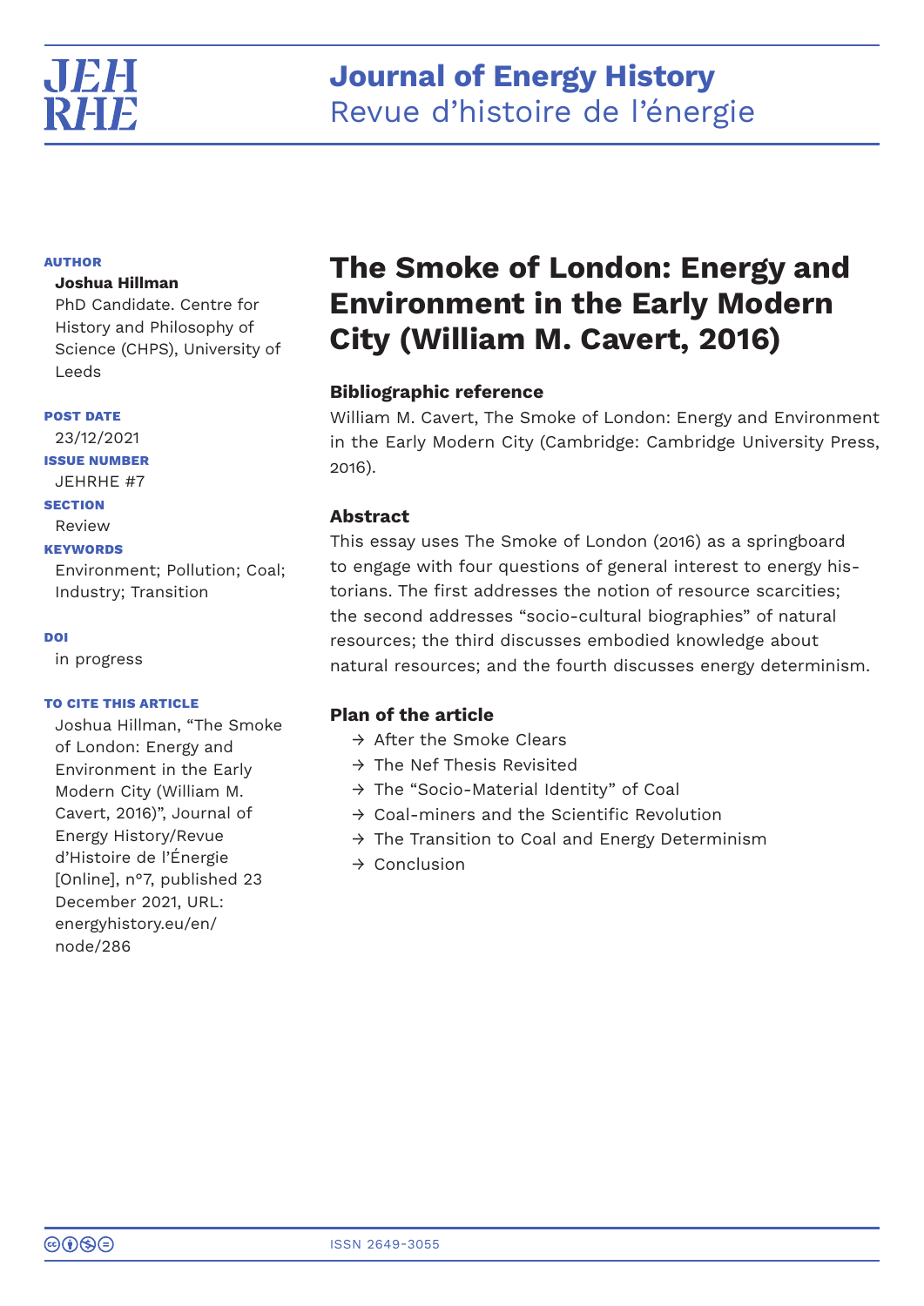# Journal of Energy History
Revue d'histoire de l'énergie

**AUTHOR**

**Joshua Hillman**
PhD Candidate. Centre for History and Philosophy of Science (CHPS), University of Leeds

**POST DATE**
23/12/2021

**ISSUE NUMBER**
JEHRHE #7

**SECTION**
Review

**KEYWORDS**
Environment; Pollution; Coal; Industry; Transition

**DOI**
in progress

**TO CITE THIS ARTICLE**
Joshua Hillman, "The Smoke of London: Energy and Environment in the Early Modern City (William M. Cavert, 2016)", Journal of Energy History/Revue d'Histoire de l'Énergie [Online], n°7, published 23 December 2021, URL: energyhistory.eu/en/node/286

# The Smoke of London: Energy and Environment in the Early Modern City (William M. Cavert, 2016)

## Bibliographic reference

William M. Cavert, The Smoke of London: Energy and Environment in the Early Modern City (Cambridge: Cambridge University Press, 2016).

## Abstract

This essay uses The Smoke of London (2016) as a springboard to engage with four questions of general interest to energy historians. The first addresses the notion of resource scarcities; the second addresses "socio-cultural biographies" of natural resources; the third discusses embodied knowledge about natural resources; and the fourth discusses energy determinism.

## Plan of the article

- After the Smoke Clears
- The Nef Thesis Revisited
- The "Socio-Material Identity" of Coal
- Coal-miners and the Scientific Revolution
- The Transition to Coal and Energy Determinism
- Conclusion

ISSN 2649-3055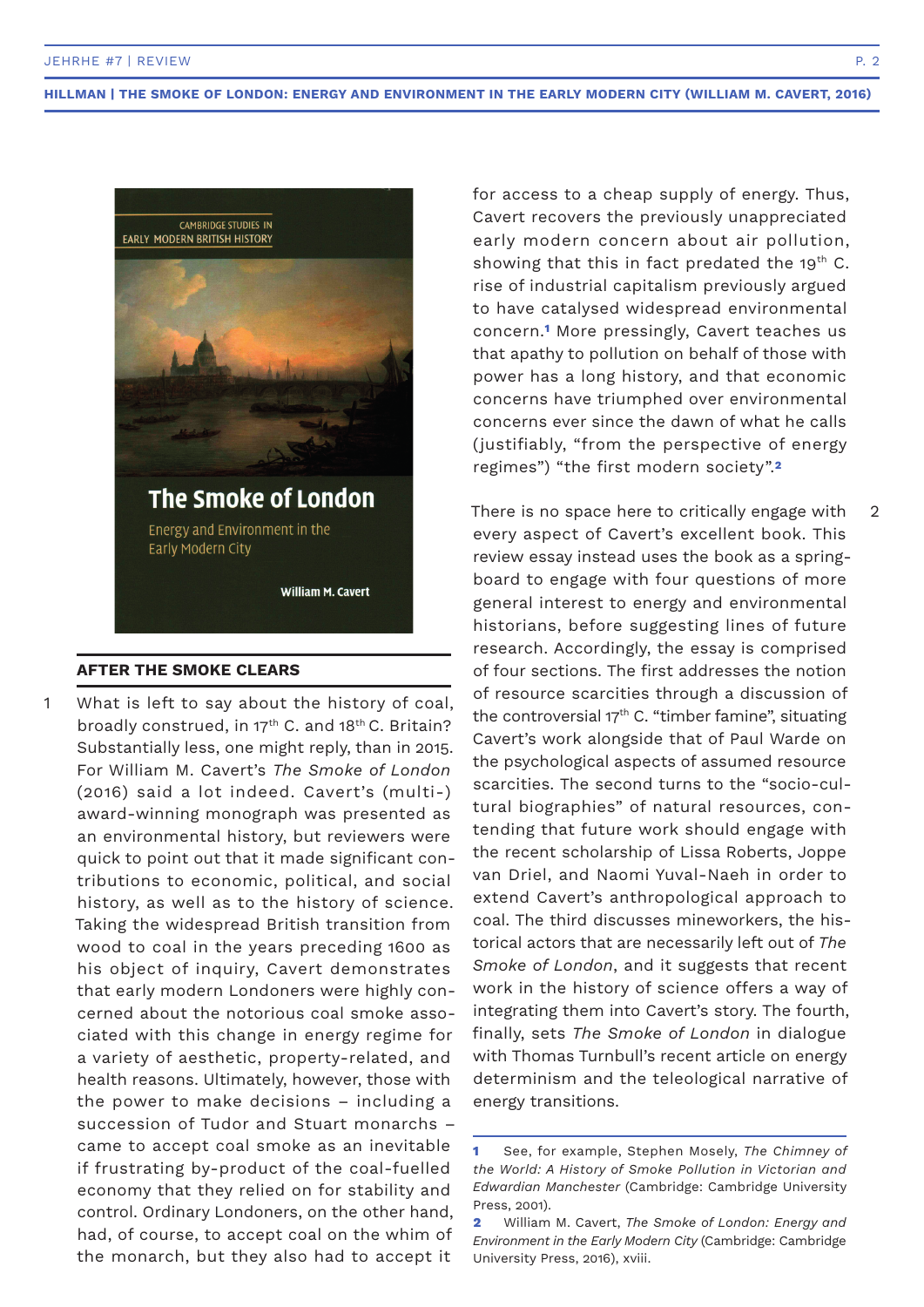## AFTER THE SMOKE CLEARS

1 What is left to say about the history of coal, broadly construed, in 17th C. and 18th C. Britain? Substantially less, one might reply, than in 2015. For William M. Cavert's *The Smoke of London* (2016) said a lot indeed. Cavert's (multi-) award-winning monograph was presented as an environmental history, but reviewers were quick to point out that it made significant contributions to economic, political, and social history, as well as to the history of science. Taking the widespread British transition from wood to coal in the years preceding 1600 as his object of inquiry, Cavert demonstrates that early modern Londoners were highly concerned about the notorious coal smoke associated with this change in energy regime for a variety of aesthetic, property-related, and health reasons. Ultimately, however, those with the power to make decisions – including a succession of Tudor and Stuart monarchs – came to accept coal smoke as an inevitable if frustrating by-product of the coal-fuelled economy that they relied on for stability and control. Ordinary Londoners, on the other hand, had, of course, to accept coal on the whim of the monarch, but they also had to accept it for access to a cheap supply of energy. Thus, Cavert recovers the previously unappreciated early modern concern about air pollution, showing that this in fact predated the 19th C. rise of industrial capitalism previously argued to have catalysed widespread environmental concern.[1] More pressingly, Cavert teaches us that apathy to pollution on behalf of those with power has a long history, and that economic concerns have triumphed over environmental concerns ever since the dawn of what he calls (justifiably, "from the perspective of energy regimes") "the first modern society".[2]

2 There is no space here to critically engage with every aspect of Cavert's excellent book. This review essay instead uses the book as a springboard to engage with four questions of more general interest to energy and environmental historians, before suggesting lines of future research. Accordingly, the essay is comprised of four sections. The first addresses the notion of resource scarcities through a discussion of the controversial 17th C. "timber famine", situating Cavert's work alongside that of Paul Warde on the psychological aspects of assumed resource scarcities. The second turns to the "socio-cultural biographies" of natural resources, contending that future work should engage with the recent scholarship of Lissa Roberts, Joppe van Driel, and Naomi Yuval-Naeh in order to extend Cavert's anthropological approach to coal. The third discusses mineworkers, the historical actors that are necessarily left out of *The Smoke of London*, and it suggests that recent work in the history of science offers a way of integrating them into Cavert's story. The fourth, finally, sets *The Smoke of London* in dialogue with Thomas Turnbull's recent article on energy determinism and the teleological narrative of energy transitions.

---

[1] See, for example, Stephen Mosely, *The Chimney of the World: A History of Smoke Pollution in Victorian and Edwardian Manchester* (Cambridge: Cambridge University Press, 2001).

[2] William M. Cavert, *The Smoke of London: Energy and Environment in the Early Modern City* (Cambridge: Cambridge University Press, 2016), xviii.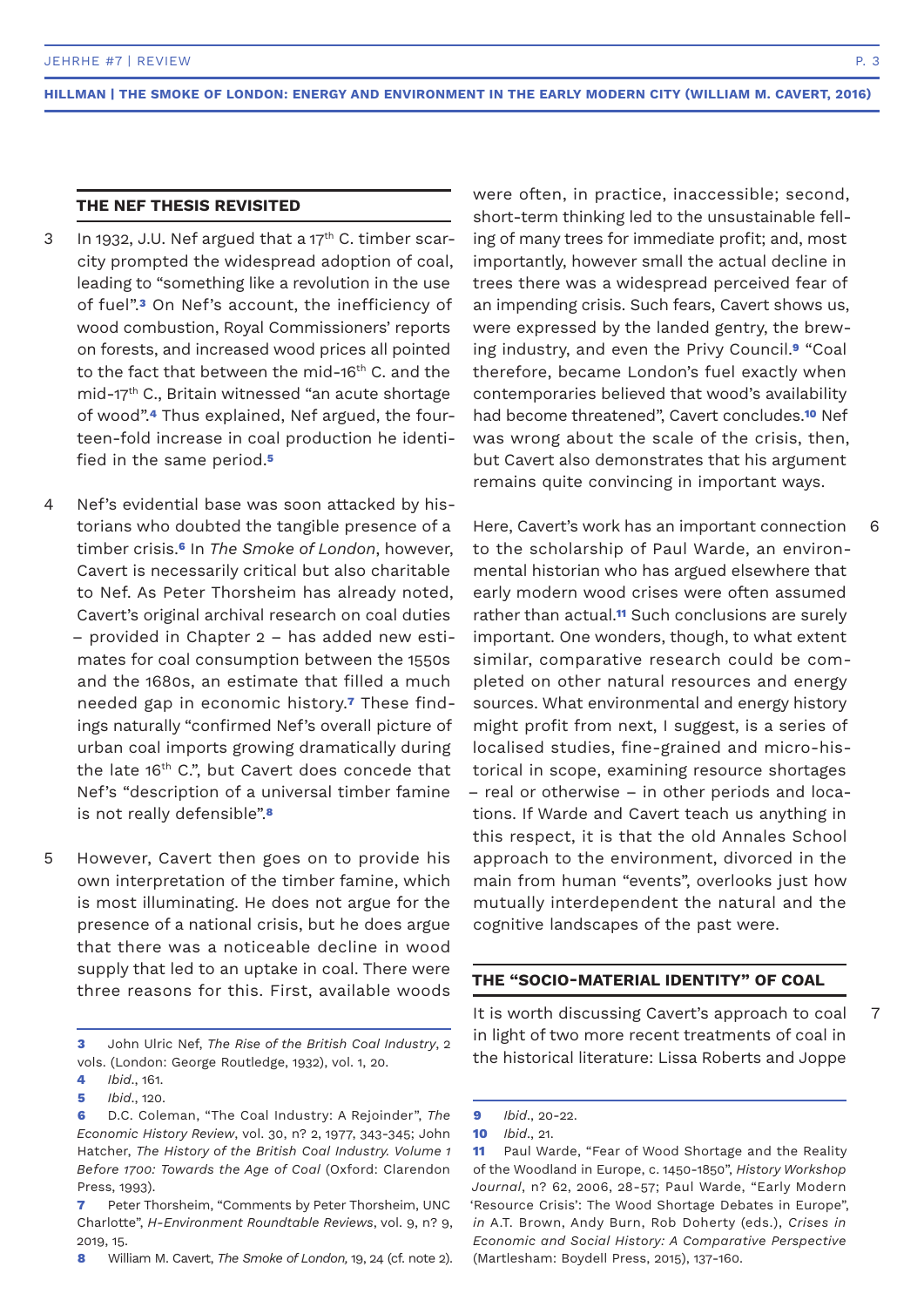## THE NEF THESIS REVISITED

3 In 1932, J.U. Nef argued that a 17th C. timber scarcity prompted the widespread adoption of coal, leading to "something like a revolution in the use of fuel".[3] On Nef's account, the inefficiency of wood combustion, Royal Commissioners' reports on forests, and increased wood prices all pointed to the fact that between the mid-16th C. and the mid-17th C., Britain witnessed "an acute shortage of wood".[4] Thus explained, Nef argued, the fourteen-fold increase in coal production he identified in the same period.[5]

4 Nef's evidential base was soon attacked by historians who doubted the tangible presence of a timber crisis.[6] In *The Smoke of London*, however, Cavert is necessarily critical but also charitable to Nef. As Peter Thorsheim has already noted, Cavert's original archival research on coal duties – provided in Chapter 2 – has added new estimates for coal consumption between the 1550s and the 1680s, an estimate that filled a much needed gap in economic history.[7] These findings naturally "confirmed Nef's overall picture of urban coal imports growing dramatically during the late 16th C.", but Cavert does concede that Nef's "description of a universal timber famine is not really defensible".[8]

5 However, Cavert then goes on to provide his own interpretation of the timber famine, which is most illuminating. He does not argue for the presence of a national crisis, but he does argue that there was a noticeable decline in wood supply that led to an uptake in coal. There were three reasons for this. First, available woods were often, in practice, inaccessible; second, short-term thinking led to the unsustainable felling of many trees for immediate profit; and, most importantly, however small the actual decline in trees there was a widespread perceived fear of an impending crisis. Such fears, Cavert shows us, were expressed by the landed gentry, the brewing industry, and even the Privy Council.[9] "Coal therefore, became London's fuel exactly when contemporaries believed that wood's availability had become threatened", Cavert concludes.[10] Nef was wrong about the scale of the crisis, then, but Cavert also demonstrates that his argument remains quite convincing in important ways.

6 Here, Cavert's work has an important connection to the scholarship of Paul Warde, an environmental historian who has argued elsewhere that early modern wood crises were often assumed rather than actual.[11] Such conclusions are surely important. One wonders, though, to what extent similar, comparative research could be completed on other natural resources and energy sources. What environmental and energy history might profit from next, I suggest, is a series of localised studies, fine-grained and micro-historical in scope, examining resource shortages – real or otherwise – in other periods and locations. If Warde and Cavert teach us anything in this respect, it is that the old Annales School approach to the environment, divorced in the main from human "events", overlooks just how mutually interdependent the natural and the cognitive landscapes of the past were.

## THE "SOCIO-MATERIAL IDENTITY" OF COAL

7 It is worth discussing Cavert's approach to coal in light of two more recent treatments of coal in the historical literature: Lissa Roberts and Joppe

---

3 John Ulric Nef, *The Rise of the British Coal Industry*, 2 vols. (London: George Routledge, 1932), vol. 1, 20.

4 *Ibid.*, 161.

5 *Ibid.*, 120.

6 D.C. Coleman, "The Coal Industry: A Rejoinder", *The Economic History Review*, vol. 30, n? 2, 1977, 343-345; John Hatcher, *The History of the British Coal Industry. Volume 1 Before 1700: Towards the Age of Coal* (Oxford: Clarendon Press, 1993).

7 Peter Thorsheim, "Comments by Peter Thorsheim, UNC Charlotte", *H-Environment Roundtable Reviews*, vol. 9, n? 9, 2019, 15.

8 William M. Cavert, *The Smoke of London,* 19, 24 (cf. note 2).

9 *Ibid.*, 20-22.

10 *Ibid.*, 21.

11 Paul Warde, "Fear of Wood Shortage and the Reality of the Woodland in Europe, c. 1450-1850", *History Workshop Journal*, n? 62, 2006, 28-57; Paul Warde, "Early Modern 'Resource Crisis': The Wood Shortage Debates in Europe", *in* A.T. Brown, Andy Burn, Rob Doherty (eds.), *Crises in Economic and Social History: A Comparative Perspective* (Martlesham: Boydell Press, 2015), 137-160.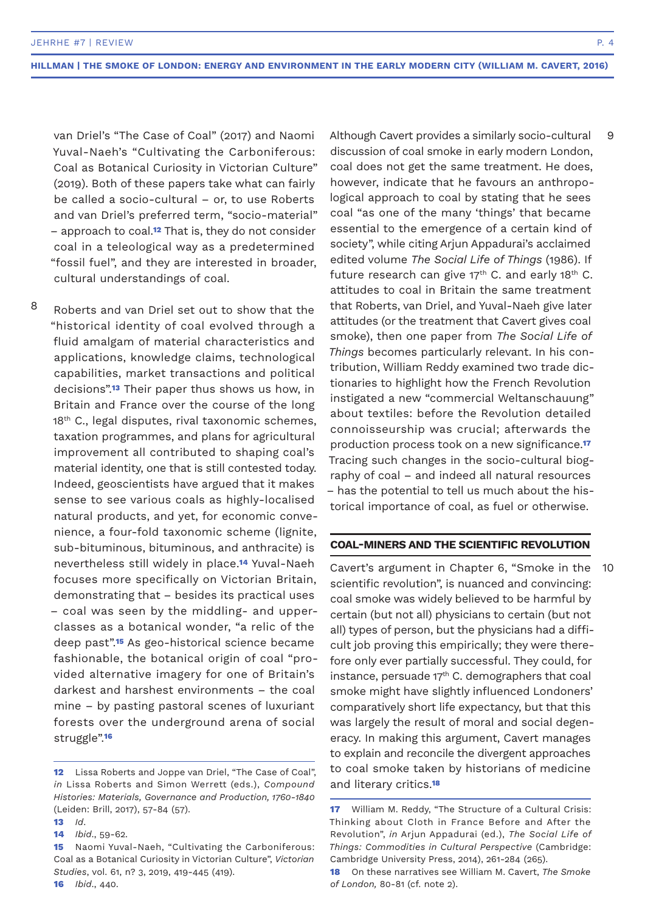van Driel's "The Case of Coal" (2017) and Naomi Yuval-Naeh's "Cultivating the Carboniferous: Coal as Botanical Curiosity in Victorian Culture" (2019). Both of these papers take what can fairly be called a socio-cultural – or, to use Roberts and van Driel's preferred term, "socio-material" – approach to coal.[12] That is, they do not consider coal in a teleological way as a predetermined "fossil fuel", and they are interested in broader, cultural understandings of coal.

8 Roberts and van Driel set out to show that the "historical identity of coal evolved through a fluid amalgam of material characteristics and applications, knowledge claims, technological capabilities, market transactions and political decisions".[13] Their paper thus shows us how, in Britain and France over the course of the long 18th C., legal disputes, rival taxonomic schemes, taxation programmes, and plans for agricultural improvement all contributed to shaping coal's material identity, one that is still contested today. Indeed, geoscientists have argued that it makes sense to see various coals as highly-localised natural products, and yet, for economic convenience, a four-fold taxonomic scheme (lignite, sub-bituminous, bituminous, and anthracite) is nevertheless still widely in place.[14] Yuval-Naeh focuses more specifically on Victorian Britain, demonstrating that – besides its practical uses – coal was seen by the middling- and upper-classes as a botanical wonder, "a relic of the deep past".[15] As geo-historical science became fashionable, the botanical origin of coal "provided alternative imagery for one of Britain's darkest and harshest environments – the coal mine – by pasting pastoral scenes of luxuriant forests over the underground arena of social struggle".[16]

9 Although Cavert provides a similarly socio-cultural discussion of coal smoke in early modern London, coal does not get the same treatment. He does, however, indicate that he favours an anthropological approach to coal by stating that he sees coal "as one of the many 'things' that became essential to the emergence of a certain kind of society", while citing Arjun Appadurai's acclaimed edited volume *The Social Life of Things* (1986). If future research can give 17th C. and early 18th C. attitudes to coal in Britain the same treatment that Roberts, van Driel, and Yuval-Naeh give later attitudes (or the treatment that Cavert gives coal smoke), then one paper from *The Social Life of Things* becomes particularly relevant. In his contribution, William Reddy examined two trade dictionaries to highlight how the French Revolution instigated a new "commercial Weltanschauung" about textiles: before the Revolution detailed connoisseurship was crucial; afterwards the production process took on a new significance.[17] Tracing such changes in the socio-cultural biography of coal – and indeed all natural resources – has the potential to tell us much about the historical importance of coal, as fuel or otherwise.

## COAL-MINERS AND THE SCIENTIFIC REVOLUTION

10 Cavert's argument in Chapter 6, "Smoke in the scientific revolution", is nuanced and convincing: coal smoke was widely believed to be harmful by certain (but not all) physicians to certain (but not all) types of person, but the physicians had a difficult job proving this empirically; they were therefore only ever partially successful. They could, for instance, persuade 17th C. demographers that coal smoke might have slightly influenced Londoners' comparatively short life expectancy, but that this was largely the result of moral and social degeneracy. In making this argument, Cavert manages to explain and reconcile the divergent approaches to coal smoke taken by historians of medicine and literary critics.[18]

---

12 Lissa Roberts and Joppe van Driel, "The Case of Coal", *in* Lissa Roberts and Simon Werrett (eds.), *Compound Histories: Materials, Governance and Production, 1760-1840* (Leiden: Brill, 2017), 57-84 (57).

13 *Id*.

14 *Ibid*., 59-62.

15 Naomi Yuval-Naeh, "Cultivating the Carboniferous: Coal as a Botanical Curiosity in Victorian Culture", *Victorian Studies*, vol. 61, n? 3, 2019, 419-445 (419).

16 *Ibid*., 440.

17 William M. Reddy, "The Structure of a Cultural Crisis: Thinking about Cloth in France Before and After the Revolution", *in* Arjun Appadurai (ed.), *The Social Life of Things: Commodities in Cultural Perspective* (Cambridge: Cambridge University Press, 2014), 261-284 (265).

18 On these narratives see William M. Cavert, *The Smoke of London,* 80-81 (cf. note 2).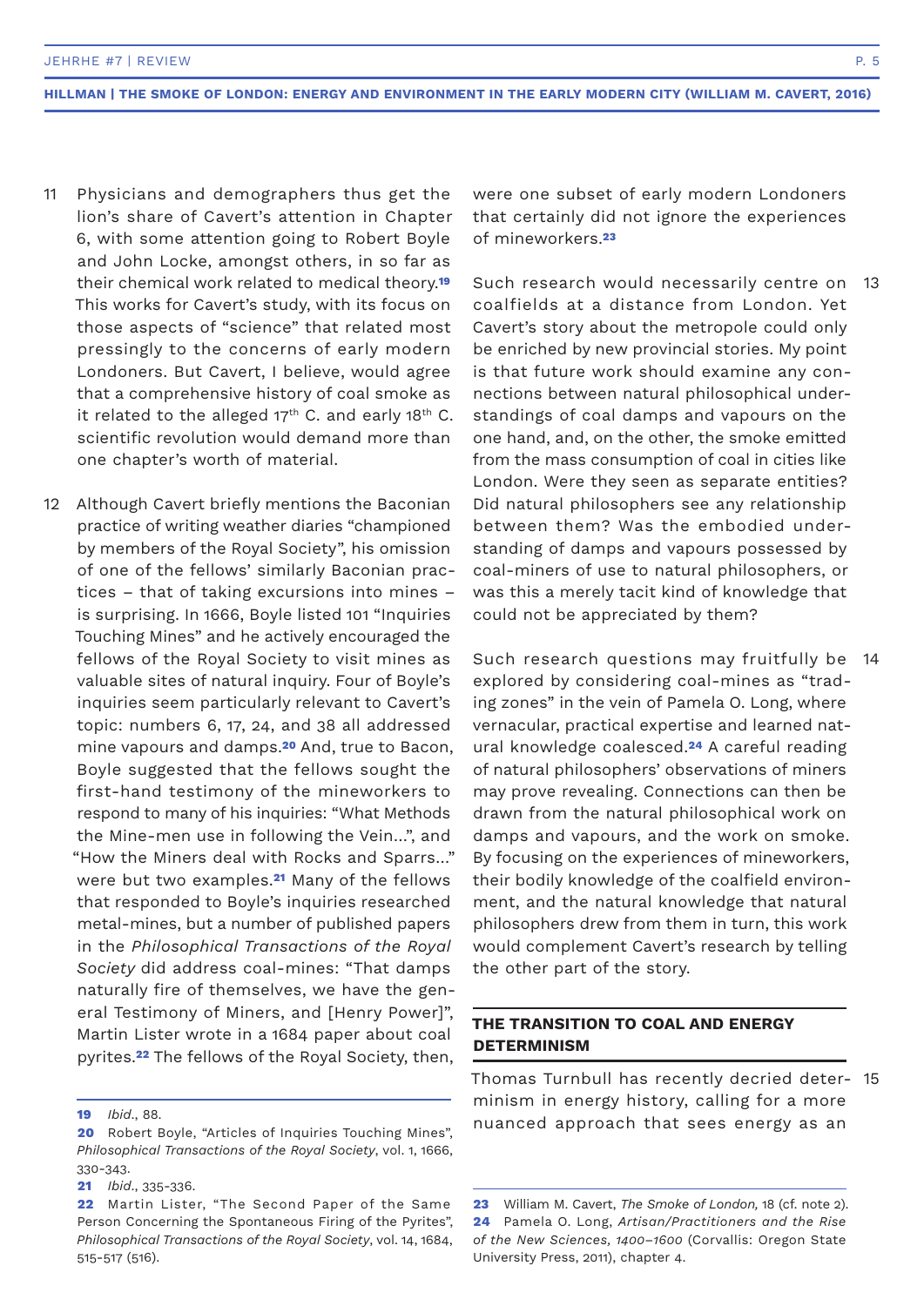11 Physicians and demographers thus get the lion's share of Cavert's attention in Chapter 6, with some attention going to Robert Boyle and John Locke, amongst others, in so far as their chemical work related to medical theory.[19] This works for Cavert's study, with its focus on those aspects of "science" that related most pressingly to the concerns of early modern Londoners. But Cavert, I believe, would agree that a comprehensive history of coal smoke as it related to the alleged 17th C. and early 18th C. scientific revolution would demand more than one chapter's worth of material.

12 Although Cavert briefly mentions the Baconian practice of writing weather diaries "championed by members of the Royal Society", his omission of one of the fellows' similarly Baconian practices – that of taking excursions into mines – is surprising. In 1666, Boyle listed 101 "Inquiries Touching Mines" and he actively encouraged the fellows of the Royal Society to visit mines as valuable sites of natural inquiry. Four of Boyle's inquiries seem particularly relevant to Cavert's topic: numbers 6, 17, 24, and 38 all addressed mine vapours and damps.[20] And, true to Bacon, Boyle suggested that the fellows sought the first-hand testimony of the mineworkers to respond to many of his inquiries: "What Methods the Mine-men use in following the Vein…", and "How the Miners deal with Rocks and Sparrs…" were but two examples.[21] Many of the fellows that responded to Boyle's inquiries researched metal-mines, but a number of published papers in the *Philosophical Transactions of the Royal Society* did address coal-mines: "That damps naturally fire of themselves, we have the general Testimony of Miners, and [Henry Power]", Martin Lister wrote in a 1684 paper about coal pyrites.[22] The fellows of the Royal Society, then, were one subset of early modern Londoners that certainly did not ignore the experiences of mineworkers.[23]

13 Such research would necessarily centre on coalfields at a distance from London. Yet Cavert's story about the metropole could only be enriched by new provincial stories. My point is that future work should examine any connections between natural philosophical understandings of coal damps and vapours on the one hand, and, on the other, the smoke emitted from the mass consumption of coal in cities like London. Were they seen as separate entities? Did natural philosophers see any relationship between them? Was the embodied understanding of damps and vapours possessed by coal-miners of use to natural philosophers, or was this a merely tacit kind of knowledge that could not be appreciated by them?

14 Such research questions may fruitfully be explored by considering coal-mines as "trading zones" in the vein of Pamela O. Long, where vernacular, practical expertise and learned natural knowledge coalesced.[24] A careful reading of natural philosophers' observations of miners may prove revealing. Connections can then be drawn from the natural philosophical work on damps and vapours, and the work on smoke. By focusing on the experiences of mineworkers, their bodily knowledge of the coalfield environment, and the natural knowledge that natural philosophers drew from them in turn, this work would complement Cavert's research by telling the other part of the story.

## THE TRANSITION TO COAL AND ENERGY DETERMINISM

15 Thomas Turnbull has recently decried determinism in energy history, calling for a more nuanced approach that sees energy as an

---

19 *Ibid.*, 88.

20 Robert Boyle, "Articles of Inquiries Touching Mines", *Philosophical Transactions of the Royal Society*, vol. 1, 1666, 330-343.

21 *Ibid.*, 335-336.

22 Martin Lister, "The Second Paper of the Same Person Concerning the Spontaneous Firing of the Pyrites", *Philosophical Transactions of the Royal Society*, vol. 14, 1684, 515-517 (516).

23 William M. Cavert, *The Smoke of London,* 18 (cf. note 2).

24 Pamela O. Long, *Artisan/Practitioners and the Rise of the New Sciences, 1400–1600* (Corvallis: Oregon State University Press, 2011), chapter 4.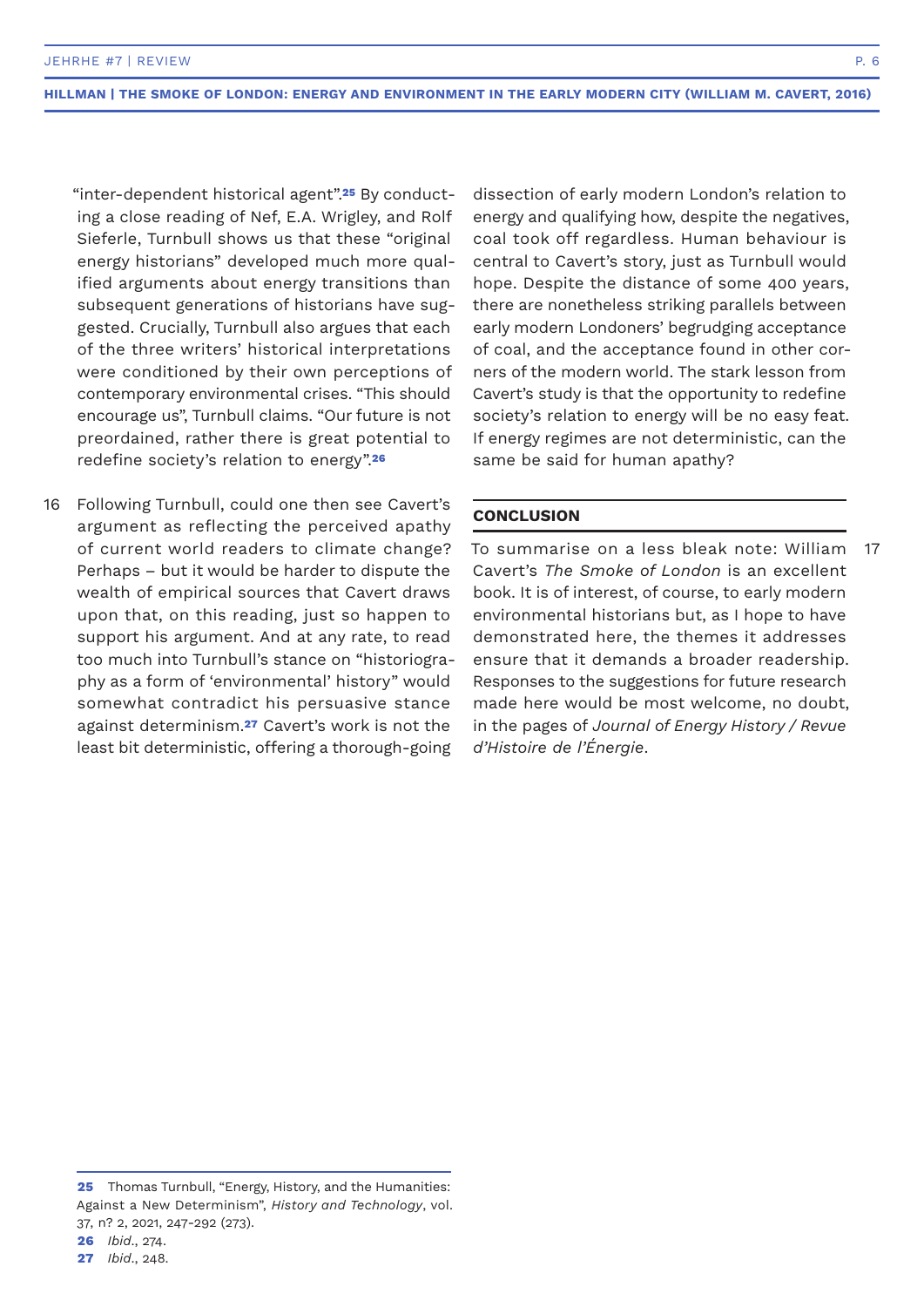"inter-dependent historical agent".[25] By conducting a close reading of Nef, E.A. Wrigley, and Rolf Sieferle, Turnbull shows us that these "original energy historians" developed much more qualified arguments about energy transitions than subsequent generations of historians have suggested. Crucially, Turnbull also argues that each of the three writers' historical interpretations were conditioned by their own perceptions of contemporary environmental crises. "This should encourage us", Turnbull claims. "Our future is not preordained, rather there is great potential to redefine society's relation to energy".[26]

16 Following Turnbull, could one then see Cavert's argument as reflecting the perceived apathy of current world readers to climate change? Perhaps – but it would be harder to dispute the wealth of empirical sources that Cavert draws upon that, on this reading, just so happen to support his argument. And at any rate, to read too much into Turnbull's stance on "historiography as a form of 'environmental' history" would somewhat contradict his persuasive stance against determinism.[27] Cavert's work is not the least bit deterministic, offering a thorough-going dissection of early modern London's relation to energy and qualifying how, despite the negatives, coal took off regardless. Human behaviour is central to Cavert's story, just as Turnbull would hope. Despite the distance of some 400 years, there are nonetheless striking parallels between early modern Londoners' begrudging acceptance of coal, and the acceptance found in other corners of the modern world. The stark lesson from Cavert's study is that the opportunity to redefine society's relation to energy will be no easy feat. If energy regimes are not deterministic, can the same be said for human apathy?

## CONCLUSION

17 To summarise on a less bleak note: William Cavert's *The Smoke of London* is an excellent book. It is of interest, of course, to early modern environmental historians but, as I hope to have demonstrated here, the themes it addresses ensure that it demands a broader readership. Responses to the suggestions for future research made here would be most welcome, no doubt, in the pages of *Journal of Energy History / Revue d'Histoire de l'Énergie*.

---

25 Thomas Turnbull, "Energy, History, and the Humanities: Against a New Determinism", *History and Technology*, vol. 37, n? 2, 2021, 247-292 (273).

26 *Ibid.*, 274.

27 *Ibid.*, 248.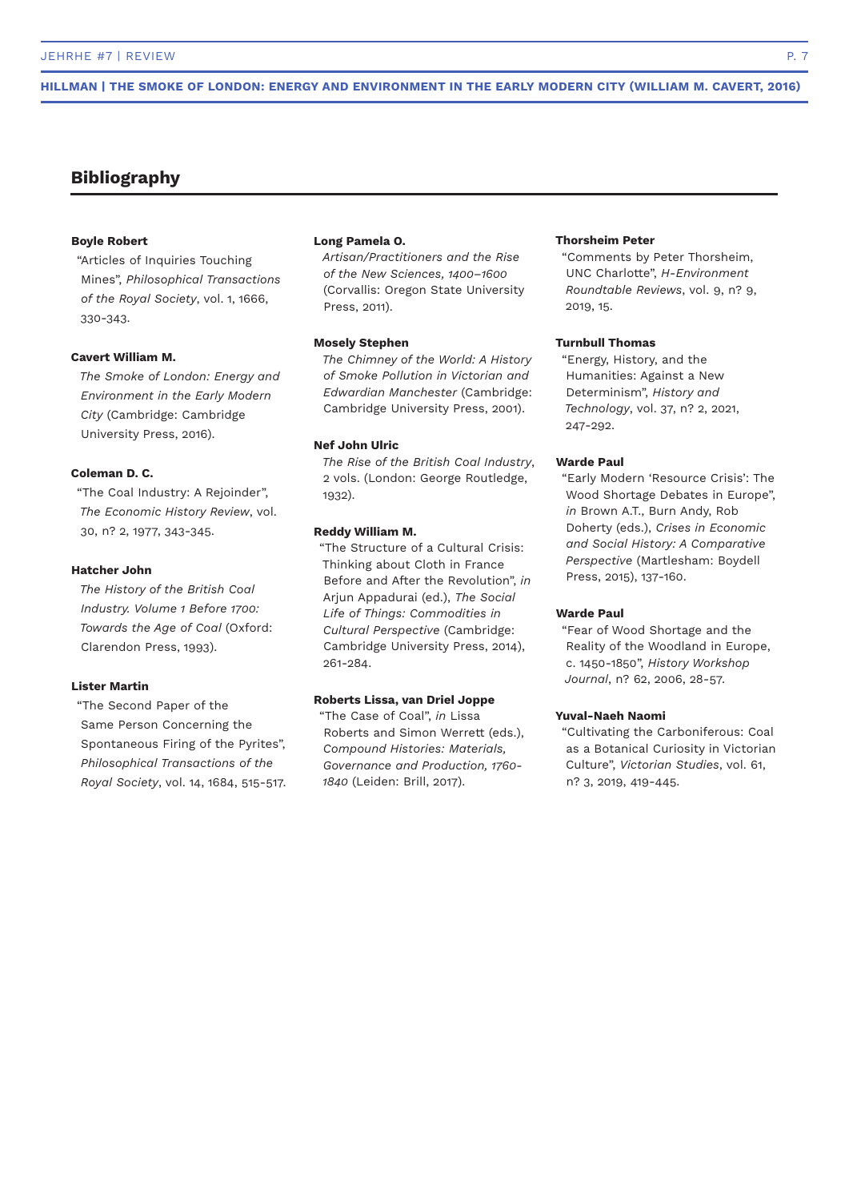## Bibliography

**Boyle Robert**
"Articles of Inquiries Touching Mines", *Philosophical Transactions of the Royal Society*, vol. 1, 1666, 330-343.

**Cavert William M.**
*The Smoke of London: Energy and Environment in the Early Modern City* (Cambridge: Cambridge University Press, 2016).

**Coleman D. C.**
"The Coal Industry: A Rejoinder", *The Economic History Review*, vol. 30, n? 2, 1977, 343-345.

**Hatcher John**
*The History of the British Coal Industry. Volume 1 Before 1700: Towards the Age of Coal* (Oxford: Clarendon Press, 1993).

**Lister Martin**
"The Second Paper of the Same Person Concerning the Spontaneous Firing of the Pyrites", *Philosophical Transactions of the Royal Society*, vol. 14, 1684, 515-517.

**Long Pamela O.**
*Artisan/Practitioners and the Rise of the New Sciences, 1400–1600* (Corvallis: Oregon State University Press, 2011).

**Mosely Stephen**
*The Chimney of the World: A History of Smoke Pollution in Victorian and Edwardian Manchester* (Cambridge: Cambridge University Press, 2001).

**Nef John Ulric**
*The Rise of the British Coal Industry*, 2 vols. (London: George Routledge, 1932).

**Reddy William M.**
"The Structure of a Cultural Crisis: Thinking about Cloth in France Before and After the Revolution", *in* Arjun Appadurai (ed.), *The Social Life of Things: Commodities in Cultural Perspective* (Cambridge: Cambridge University Press, 2014), 261-284.

**Roberts Lissa, van Driel Joppe**
"The Case of Coal", *in* Lissa Roberts and Simon Werrett (eds.), *Compound Histories: Materials, Governance and Production, 1760-1840* (Leiden: Brill, 2017).

**Thorsheim Peter**
"Comments by Peter Thorsheim, UNC Charlotte", *H-Environment Roundtable Reviews*, vol. 9, n? 9, 2019, 15.

**Turnbull Thomas**
"Energy, History, and the Humanities: Against a New Determinism", *History and Technology*, vol. 37, n? 2, 2021, 247-292.

**Warde Paul**
"Early Modern 'Resource Crisis': The Wood Shortage Debates in Europe", *in* Brown A.T., Burn Andy, Rob Doherty (eds.), *Crises in Economic and Social History: A Comparative Perspective* (Martlesham: Boydell Press, 2015), 137-160.

**Warde Paul**
"Fear of Wood Shortage and the Reality of the Woodland in Europe, c. 1450-1850", *History Workshop Journal*, n? 62, 2006, 28-57.

**Yuval-Naeh Naomi**
"Cultivating the Carboniferous: Coal as a Botanical Curiosity in Victorian Culture", *Victorian Studies*, vol. 61, n? 3, 2019, 419-445.